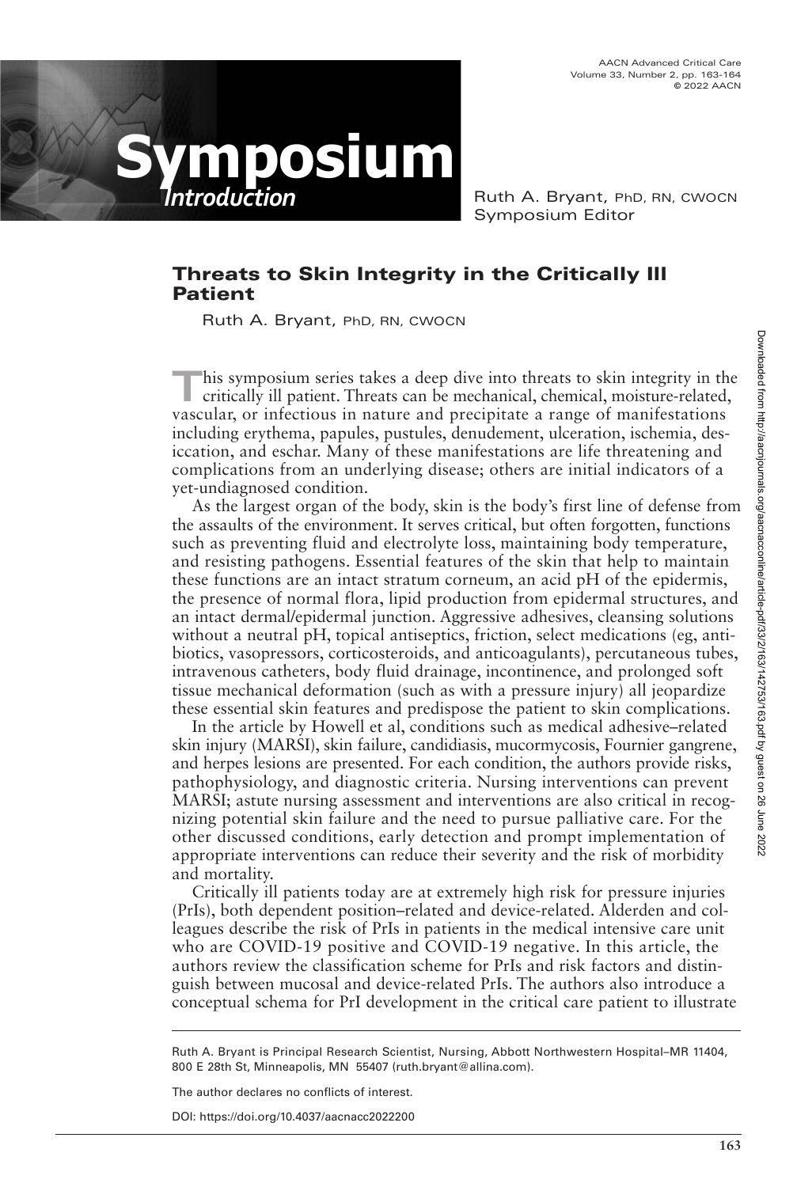# Symposium

*Introduction*

Ruth A. Bryant, PhD, RN, CWOCN
Symposium Editor

## Threats to Skin Integrity in the Critically Ill Patient

Ruth A. Bryant, PhD, RN, CWOCN

This symposium series takes a deep dive into threats to skin integrity in the critically ill patient. Threats can be mechanical, chemical, moisture-related, vascular, or infectious in nature and precipitate a range of manifestations including erythema, papules, pustules, denudement, ulceration, ischemia, desiccation, and eschar. Many of these manifestations are life threatening and complications from an underlying disease; others are initial indicators of a yet-undiagnosed condition.

As the largest organ of the body, skin is the body's first line of defense from the assaults of the environment. It serves critical, but often forgotten, functions such as preventing fluid and electrolyte loss, maintaining body temperature, and resisting pathogens. Essential features of the skin that help to maintain these functions are an intact stratum corneum, an acid pH of the epidermis, the presence of normal flora, lipid production from epidermal structures, and an intact dermal/epidermal junction. Aggressive adhesives, cleansing solutions without a neutral pH, topical antiseptics, friction, select medications (eg, antibiotics, vasopressors, corticosteroids, and anticoagulants), percutaneous tubes, intravenous catheters, body fluid drainage, incontinence, and prolonged soft tissue mechanical deformation (such as with a pressure injury) all jeopardize these essential skin features and predispose the patient to skin complications.

In the article by Howell et al, conditions such as medical adhesive–related skin injury (MARSI), skin failure, candidiasis, mucormycosis, Fournier gangrene, and herpes lesions are presented. For each condition, the authors provide risks, pathophysiology, and diagnostic criteria. Nursing interventions can prevent MARSI; astute nursing assessment and interventions are also critical in recognizing potential skin failure and the need to pursue palliative care. For the other discussed conditions, early detection and prompt implementation of appropriate interventions can reduce their severity and the risk of morbidity and mortality.

Critically ill patients today are at extremely high risk for pressure injuries (PrIs), both dependent position–related and device-related. Alderden and colleagues describe the risk of PrIs in patients in the medical intensive care unit who are COVID-19 positive and COVID-19 negative. In this article, the authors review the classification scheme for PrIs and risk factors and distinguish between mucosal and device-related PrIs. The authors also introduce a conceptual schema for PrI development in the critical care patient to illustrate

---

Ruth A. Bryant is Principal Research Scientist, Nursing, Abbott Northwestern Hospital–MR 11404, 800 E 28th St, Minneapolis, MN 55407 (ruth.bryant@allina.com).

The author declares no conflicts of interest.

DOI: https://doi.org/10.4037/aacnacc2022200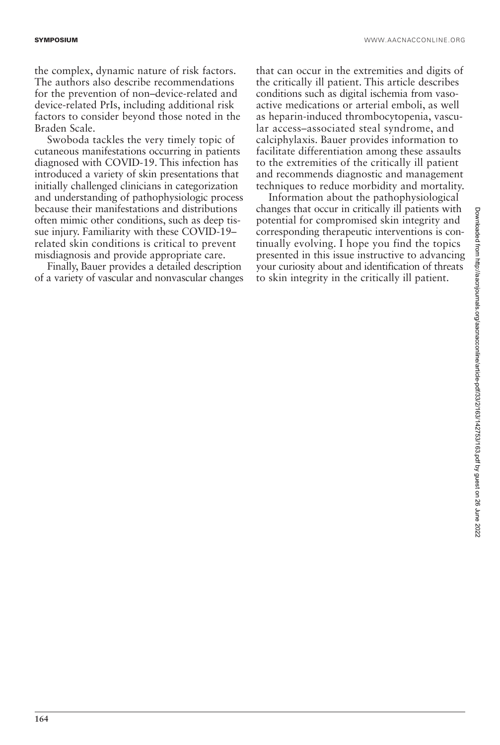the complex, dynamic nature of risk factors. The authors also describe recommendations for the prevention of non–device-related and device-related PrIs, including additional risk factors to consider beyond those noted in the Braden Scale.

Swoboda tackles the very timely topic of cutaneous manifestations occurring in patients diagnosed with COVID-19. This infection has introduced a variety of skin presentations that initially challenged clinicians in categorization and understanding of pathophysiologic process because their manifestations and distributions often mimic other conditions, such as deep tissue injury. Familiarity with these COVID-19–related skin conditions is critical to prevent misdiagnosis and provide appropriate care.

Finally, Bauer provides a detailed description of a variety of vascular and nonvascular changes that can occur in the extremities and digits of the critically ill patient. This article describes conditions such as digital ischemia from vasoactive medications or arterial emboli, as well as heparin-induced thrombocytopenia, vascular access–associated steal syndrome, and calciphylaxis. Bauer provides information to facilitate differentiation among these assaults to the extremities of the critically ill patient and recommends diagnostic and management techniques to reduce morbidity and mortality.

Information about the pathophysiological changes that occur in critically ill patients with potential for compromised skin integrity and corresponding therapeutic interventions is continually evolving. I hope you find the topics presented in this issue instructive to advancing your curiosity about and identification of threats to skin integrity in the critically ill patient.